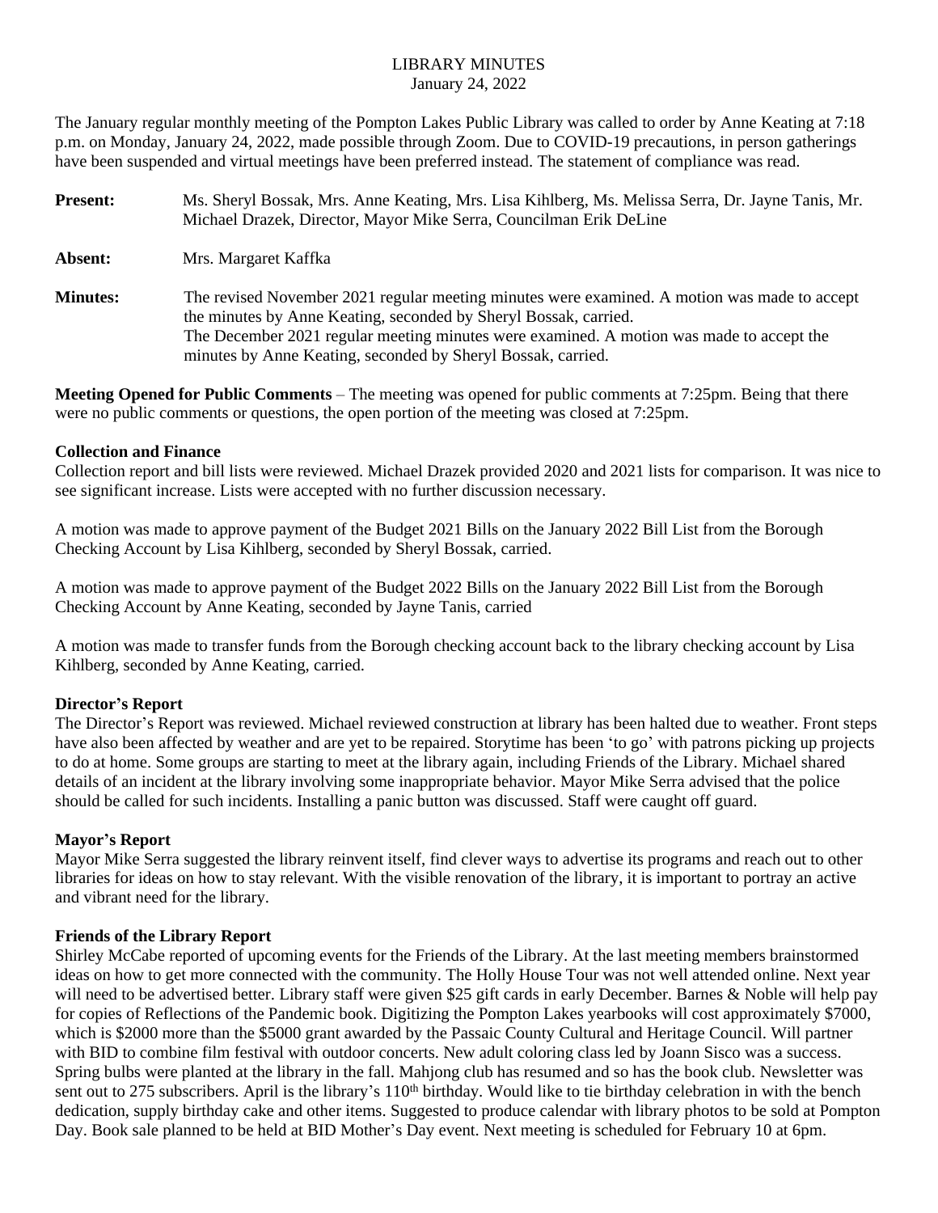# LIBRARY MINUTES

January 24, 2022

The January regular monthly meeting of the Pompton Lakes Public Library was called to order by Anne Keating at 7:18 p.m. on Monday, January 24, 2022, made possible through Zoom. Due to COVID-19 precautions, in person gatherings have been suspended and virtual meetings have been preferred instead. The statement of compliance was read.

**Present:** Ms. Sheryl Bossak, Mrs. Anne Keating, Mrs. Lisa Kihlberg, Ms. Melissa Serra, Dr. Jayne Tanis, Mr. Michael Drazek, Director, Mayor Mike Serra, Councilman Erik DeLine

**Absent:** Mrs. Margaret Kaffka

**Minutes:** The revised November 2021 regular meeting minutes were examined. A motion was made to accept the minutes by Anne Keating, seconded by Sheryl Bossak, carried.
The December 2021 regular meeting minutes were examined. A motion was made to accept the minutes by Anne Keating, seconded by Sheryl Bossak, carried.

**Meeting Opened for Public Comments** – The meeting was opened for public comments at 7:25pm. Being that there were no public comments or questions, the open portion of the meeting was closed at 7:25pm.

**Collection and Finance**

Collection report and bill lists were reviewed. Michael Drazek provided 2020 and 2021 lists for comparison. It was nice to see significant increase. Lists were accepted with no further discussion necessary.

A motion was made to approve payment of the Budget 2021 Bills on the January 2022 Bill List from the Borough Checking Account by Lisa Kihlberg, seconded by Sheryl Bossak, carried.

A motion was made to approve payment of the Budget 2022 Bills on the January 2022 Bill List from the Borough Checking Account by Anne Keating, seconded by Jayne Tanis, carried

A motion was made to transfer funds from the Borough checking account back to the library checking account by Lisa Kihlberg, seconded by Anne Keating, carried.

**Director's Report**

The Director's Report was reviewed. Michael reviewed construction at library has been halted due to weather. Front steps have also been affected by weather and are yet to be repaired. Storytime has been 'to go' with patrons picking up projects to do at home. Some groups are starting to meet at the library again, including Friends of the Library. Michael shared details of an incident at the library involving some inappropriate behavior. Mayor Mike Serra advised that the police should be called for such incidents. Installing a panic button was discussed. Staff were caught off guard.

**Mayor's Report**

Mayor Mike Serra suggested the library reinvent itself, find clever ways to advertise its programs and reach out to other libraries for ideas on how to stay relevant. With the visible renovation of the library, it is important to portray an active and vibrant need for the library.

**Friends of the Library Report**

Shirley McCabe reported of upcoming events for the Friends of the Library. At the last meeting members brainstormed ideas on how to get more connected with the community. The Holly House Tour was not well attended online. Next year will need to be advertised better. Library staff were given $25 gift cards in early December. Barnes & Noble will help pay for copies of Reflections of the Pandemic book. Digitizing the Pompton Lakes yearbooks will cost approximately $7000, which is $2000 more than the $5000 grant awarded by the Passaic County Cultural and Heritage Council. Will partner with BID to combine film festival with outdoor concerts. New adult coloring class led by Joann Sisco was a success. Spring bulbs were planted at the library in the fall. Mahjong club has resumed and so has the book club. Newsletter was sent out to 275 subscribers. April is the library's 110th birthday. Would like to tie birthday celebration in with the bench dedication, supply birthday cake and other items. Suggested to produce calendar with library photos to be sold at Pompton Day. Book sale planned to be held at BID Mother's Day event. Next meeting is scheduled for February 10 at 6pm.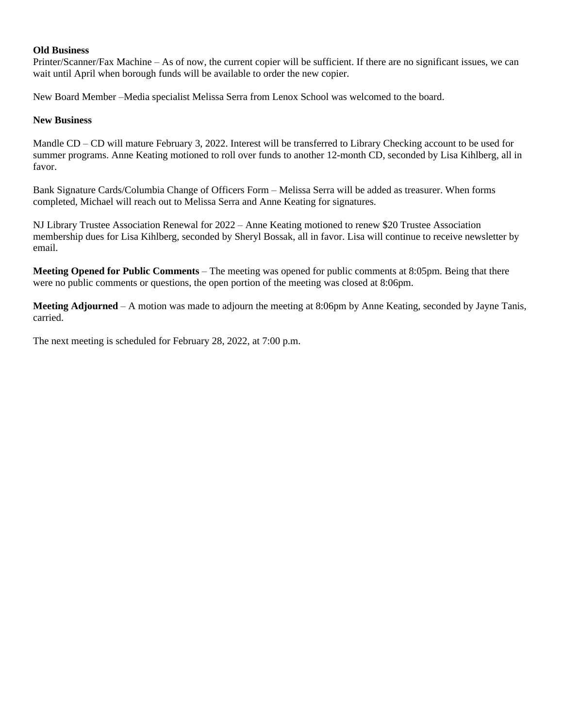**Old Business**
Printer/Scanner/Fax Machine – As of now, the current copier will be sufficient. If there are no significant issues, we can wait until April when borough funds will be available to order the new copier.

New Board Member –Media specialist Melissa Serra from Lenox School was welcomed to the board.

**New Business**

Mandle CD – CD will mature February 3, 2022. Interest will be transferred to Library Checking account to be used for summer programs. Anne Keating motioned to roll over funds to another 12-month CD, seconded by Lisa Kihlberg, all in favor.

Bank Signature Cards/Columbia Change of Officers Form – Melissa Serra will be added as treasurer. When forms completed, Michael will reach out to Melissa Serra and Anne Keating for signatures.

NJ Library Trustee Association Renewal for 2022 – Anne Keating motioned to renew $20 Trustee Association membership dues for Lisa Kihlberg, seconded by Sheryl Bossak, all in favor. Lisa will continue to receive newsletter by email.

**Meeting Opened for Public Comments** – The meeting was opened for public comments at 8:05pm. Being that there were no public comments or questions, the open portion of the meeting was closed at 8:06pm.

**Meeting Adjourned** – A motion was made to adjourn the meeting at 8:06pm by Anne Keating, seconded by Jayne Tanis, carried.

The next meeting is scheduled for February 28, 2022, at 7:00 p.m.